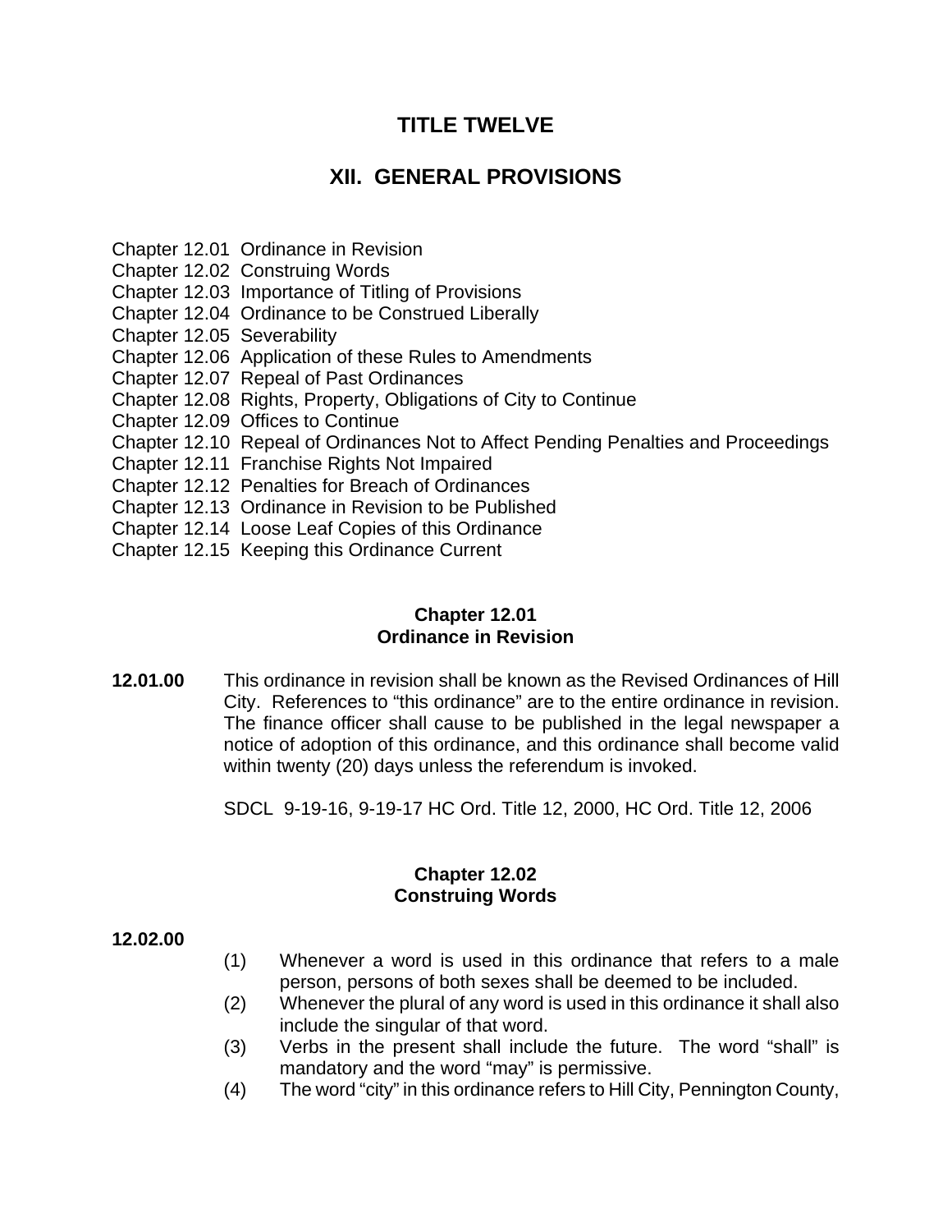# TITLE TWELVE

# XII. GENERAL PROVISIONS

Chapter 12.01 Ordinance in Revision
Chapter 12.02 Construing Words
Chapter 12.03 Importance of Titling of Provisions
Chapter 12.04 Ordinance to be Construed Liberally
Chapter 12.05 Severability
Chapter 12.06 Application of these Rules to Amendments
Chapter 12.07 Repeal of Past Ordinances
Chapter 12.08 Rights, Property, Obligations of City to Continue
Chapter 12.09 Offices to Continue
Chapter 12.10 Repeal of Ordinances Not to Affect Pending Penalties and Proceedings
Chapter 12.11 Franchise Rights Not Impaired
Chapter 12.12 Penalties for Breach of Ordinances
Chapter 12.13 Ordinance in Revision to be Published
Chapter 12.14 Loose Leaf Copies of this Ordinance
Chapter 12.15 Keeping this Ordinance Current

## Chapter 12.01
## Ordinance in Revision

**12.01.00** This ordinance in revision shall be known as the Revised Ordinances of Hill City. References to "this ordinance" are to the entire ordinance in revision. The finance officer shall cause to be published in the legal newspaper a notice of adoption of this ordinance, and this ordinance shall become valid within twenty (20) days unless the referendum is invoked.

SDCL 9-19-16, 9-19-17 HC Ord. Title 12, 2000, HC Ord. Title 12, 2006

## Chapter 12.02
## Construing Words

**12.02.00**

(1) Whenever a word is used in this ordinance that refers to a male person, persons of both sexes shall be deemed to be included.

(2) Whenever the plural of any word is used in this ordinance it shall also include the singular of that word.

(3) Verbs in the present shall include the future. The word "shall" is mandatory and the word "may" is permissive.

(4) The word "city" in this ordinance refers to Hill City, Pennington County,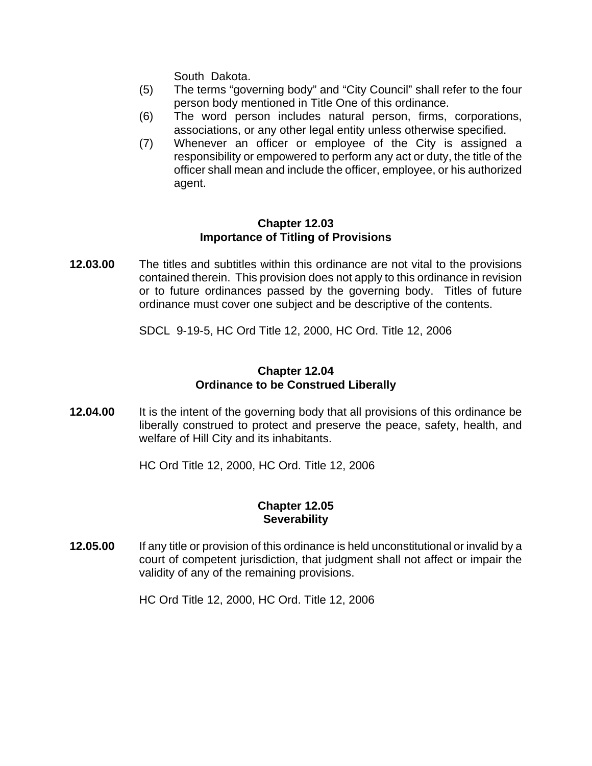South Dakota.

(5) The terms “governing body” and “City Council” shall refer to the four person body mentioned in Title One of this ordinance.

(6) The word person includes natural person, firms, corporations, associations, or any other legal entity unless otherwise specified.

(7) Whenever an officer or employee of the City is assigned a responsibility or empowered to perform any act or duty, the title of the officer shall mean and include the officer, employee, or his authorized agent.

## Chapter 12.03
## Importance of Titling of Provisions

**12.03.00** The titles and subtitles within this ordinance are not vital to the provisions contained therein. This provision does not apply to this ordinance in revision or to future ordinances passed by the governing body. Titles of future ordinance must cover one subject and be descriptive of the contents.

SDCL 9-19-5, HC Ord Title 12, 2000, HC Ord. Title 12, 2006

## Chapter 12.04
## Ordinance to be Construed Liberally

**12.04.00** It is the intent of the governing body that all provisions of this ordinance be liberally construed to protect and preserve the peace, safety, health, and welfare of Hill City and its inhabitants.

HC Ord Title 12, 2000, HC Ord. Title 12, 2006

## Chapter 12.05
## Severability

**12.05.00** If any title or provision of this ordinance is held unconstitutional or invalid by a court of competent jurisdiction, that judgment shall not affect or impair the validity of any of the remaining provisions.

HC Ord Title 12, 2000, HC Ord. Title 12, 2006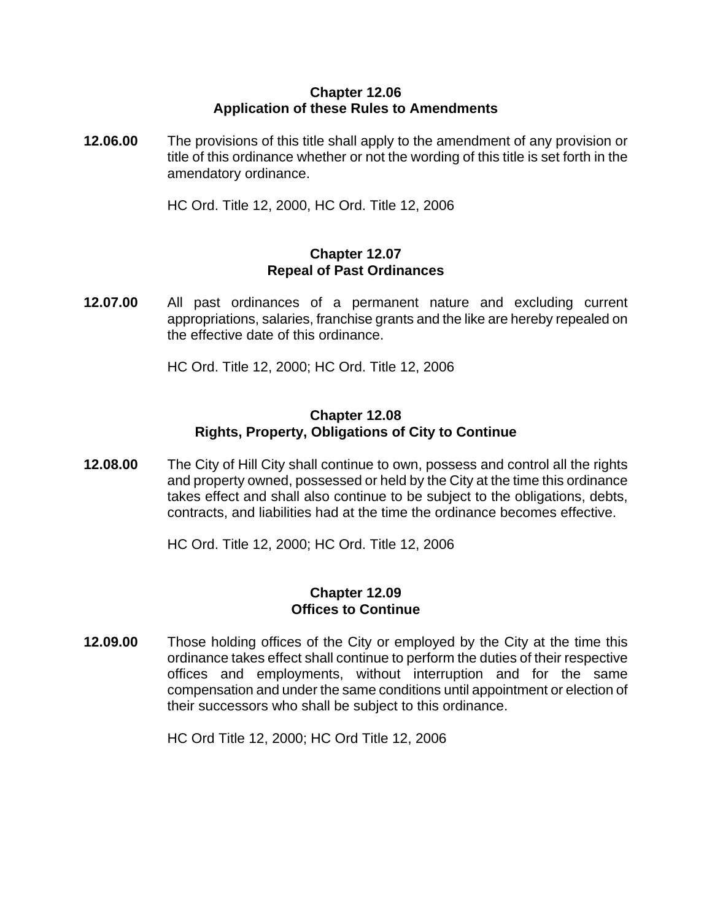## Chapter 12.06
## Application of these Rules to Amendments

**12.06.00** The provisions of this title shall apply to the amendment of any provision or title of this ordinance whether or not the wording of this title is set forth in the amendatory ordinance.

HC Ord. Title 12, 2000, HC Ord. Title 12, 2006

## Chapter 12.07
## Repeal of Past Ordinances

**12.07.00** All past ordinances of a permanent nature and excluding current appropriations, salaries, franchise grants and the like are hereby repealed on the effective date of this ordinance.

HC Ord. Title 12, 2000; HC Ord. Title 12, 2006

## Chapter 12.08
## Rights, Property, Obligations of City to Continue

**12.08.00** The City of Hill City shall continue to own, possess and control all the rights and property owned, possessed or held by the City at the time this ordinance takes effect and shall also continue to be subject to the obligations, debts, contracts, and liabilities had at the time the ordinance becomes effective.

HC Ord. Title 12, 2000; HC Ord. Title 12, 2006

## Chapter 12.09
## Offices to Continue

**12.09.00** Those holding offices of the City or employed by the City at the time this ordinance takes effect shall continue to perform the duties of their respective offices and employments, without interruption and for the same compensation and under the same conditions until appointment or election of their successors who shall be subject to this ordinance.

HC Ord Title 12, 2000; HC Ord Title 12, 2006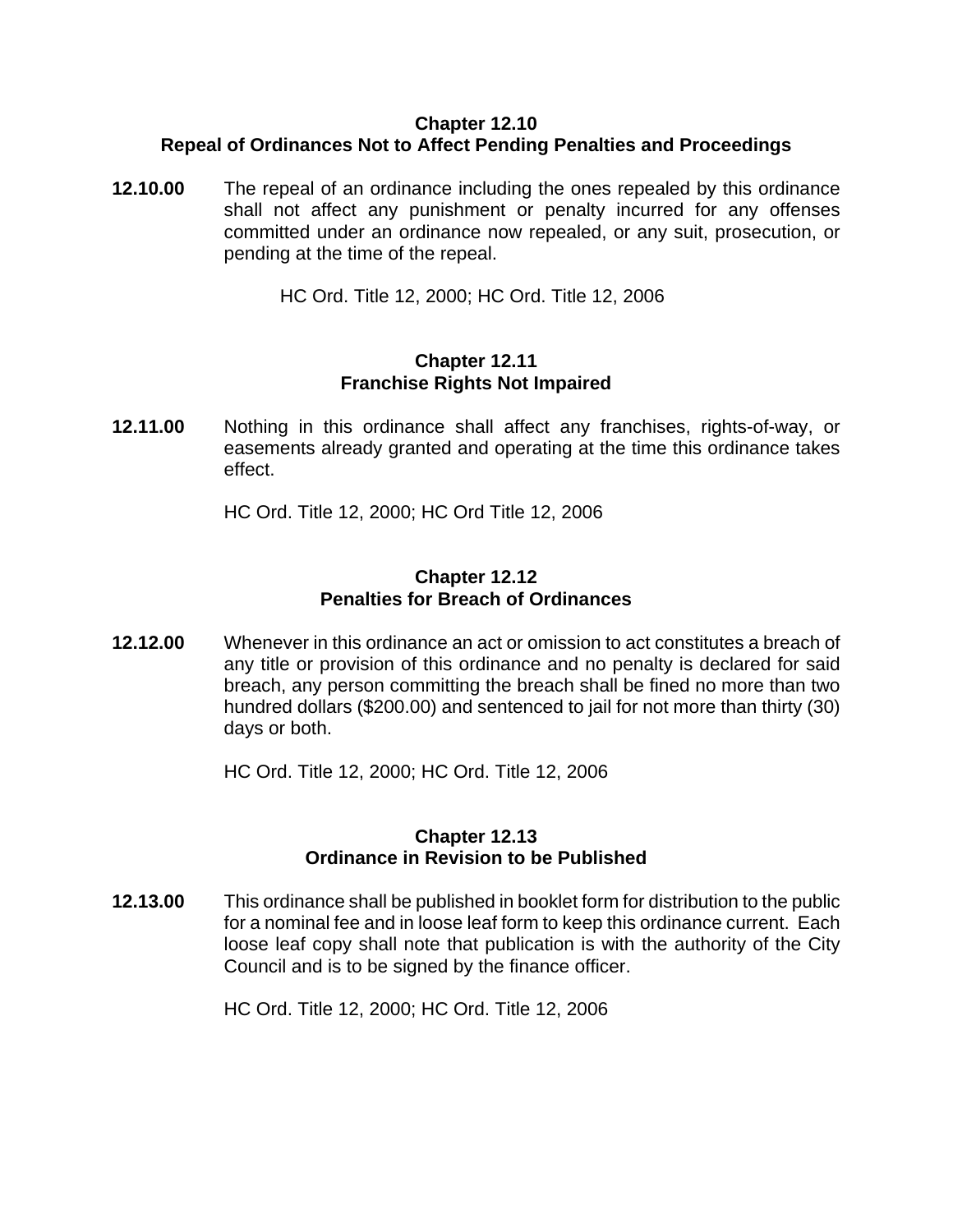## Chapter 12.10
## Repeal of Ordinances Not to Affect Pending Penalties and Proceedings

**12.10.00** The repeal of an ordinance including the ones repealed by this ordinance shall not affect any punishment or penalty incurred for any offenses committed under an ordinance now repealed, or any suit, prosecution, or pending at the time of the repeal.

HC Ord. Title 12, 2000; HC Ord. Title 12, 2006

## Chapter 12.11
## Franchise Rights Not Impaired

**12.11.00** Nothing in this ordinance shall affect any franchises, rights-of-way, or easements already granted and operating at the time this ordinance takes effect.

HC Ord. Title 12, 2000; HC Ord Title 12, 2006

## Chapter 12.12
## Penalties for Breach of Ordinances

**12.12.00** Whenever in this ordinance an act or omission to act constitutes a breach of any title or provision of this ordinance and no penalty is declared for said breach, any person committing the breach shall be fined no more than two hundred dollars ($200.00) and sentenced to jail for not more than thirty (30) days or both.

HC Ord. Title 12, 2000; HC Ord. Title 12, 2006

## Chapter 12.13
## Ordinance in Revision to be Published

**12.13.00** This ordinance shall be published in booklet form for distribution to the public for a nominal fee and in loose leaf form to keep this ordinance current. Each loose leaf copy shall note that publication is with the authority of the City Council and is to be signed by the finance officer.

HC Ord. Title 12, 2000; HC Ord. Title 12, 2006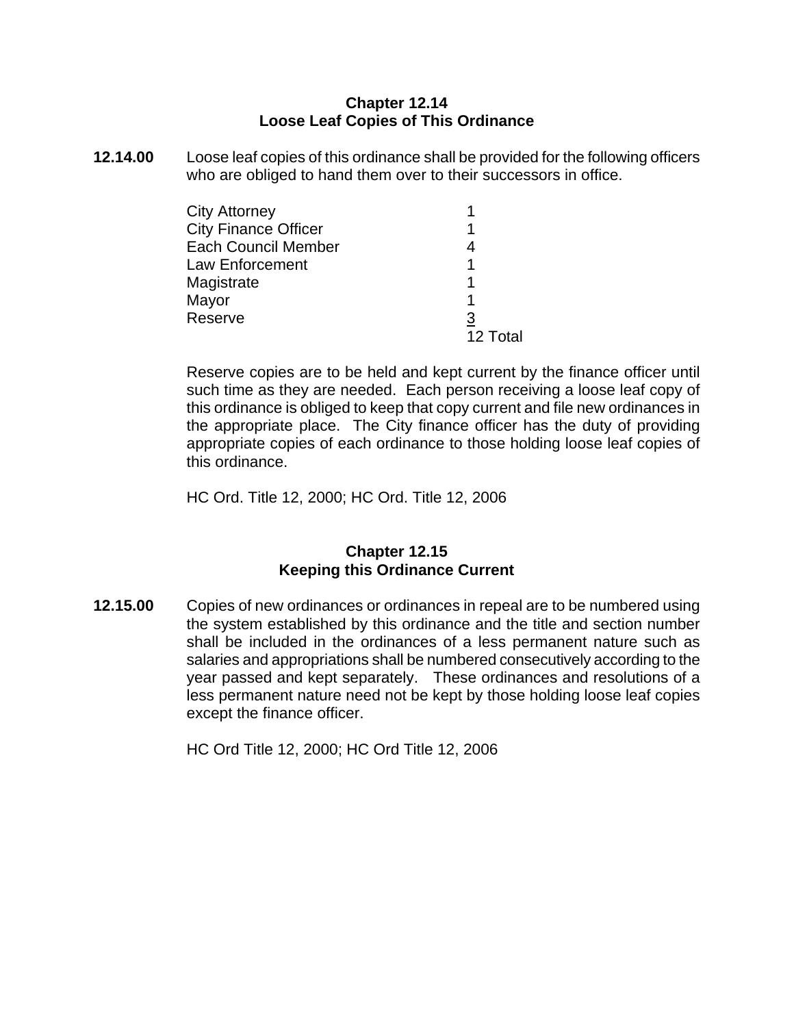### Chapter 12.14
### Loose Leaf Copies of This Ordinance

**12.14.00** Loose leaf copies of this ordinance shall be provided for the following officers who are obliged to hand them over to their successors in office.

| | |
|---|---|
| City Attorney | 1 |
| City Finance Officer | 1 |
| Each Council Member | 4 |
| Law Enforcement | 1 |
| Magistrate | 1 |
| Mayor | 1 |
| Reserve | 3 |
| | 12 Total |

Reserve copies are to be held and kept current by the finance officer until such time as they are needed. Each person receiving a loose leaf copy of this ordinance is obliged to keep that copy current and file new ordinances in the appropriate place. The City finance officer has the duty of providing appropriate copies of each ordinance to those holding loose leaf copies of this ordinance.

HC Ord. Title 12, 2000; HC Ord. Title 12, 2006

### Chapter 12.15
### Keeping this Ordinance Current

**12.15.00** Copies of new ordinances or ordinances in repeal are to be numbered using the system established by this ordinance and the title and section number shall be included in the ordinances of a less permanent nature such as salaries and appropriations shall be numbered consecutively according to the year passed and kept separately. These ordinances and resolutions of a less permanent nature need not be kept by those holding loose leaf copies except the finance officer.

HC Ord Title 12, 2000; HC Ord Title 12, 2006